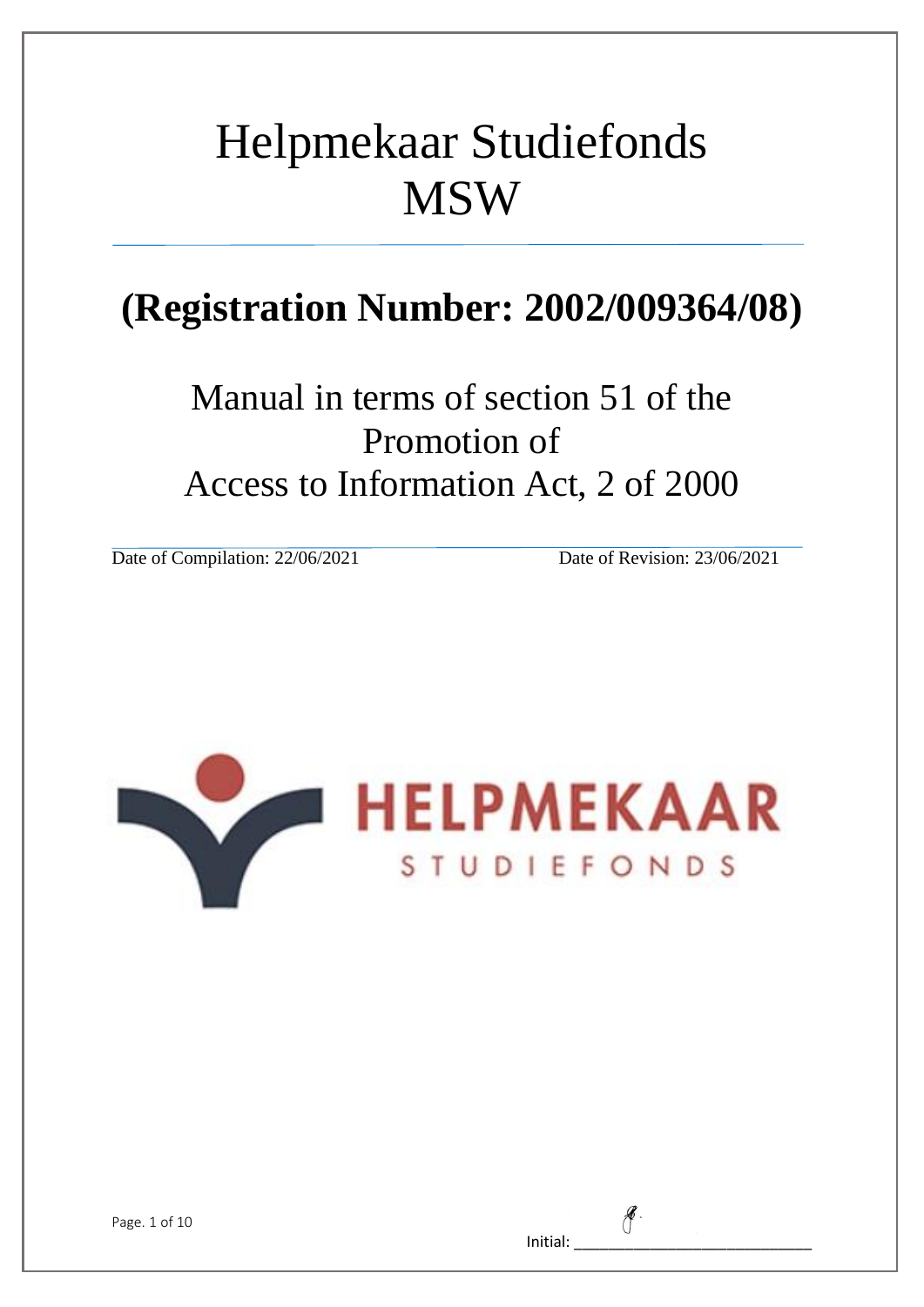# Helpmekaar Studiefonds MSW

## (Registration Number: 2002/009364/08)

Manual in terms of section 51 of the Promotion of Access to Information Act, 2 of 2000

Date of Compilation: 22/06/2021 Date of Revision: 23/06/2021

HELPMEKAAR STUDIEFONDS

Initial: ___________________________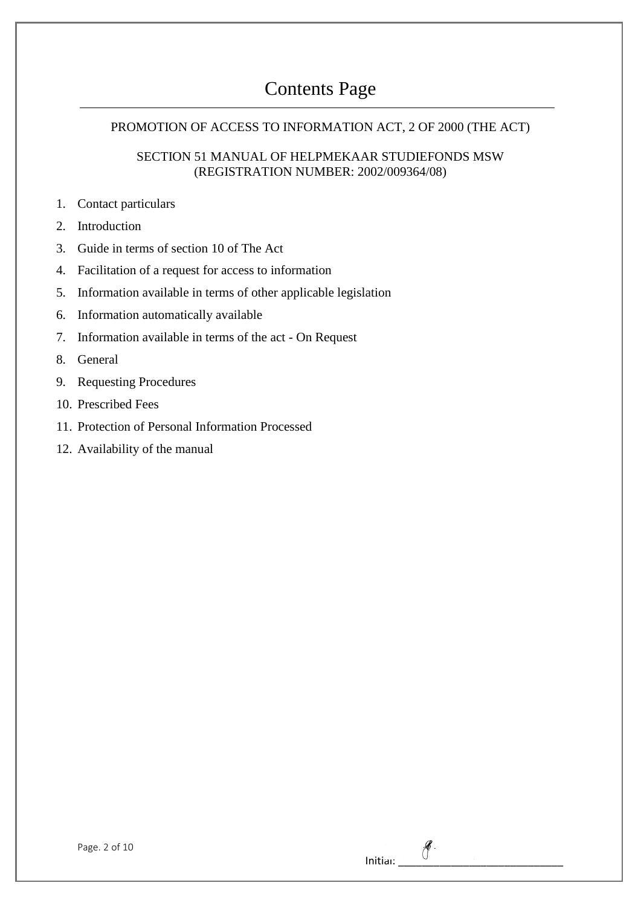# Contents Page

PROMOTION OF ACCESS TO INFORMATION ACT, 2 OF 2000 (THE ACT)

SECTION 51 MANUAL OF HELPMEKAAR STUDIEFONDS MSW
(REGISTRATION NUMBER: 2002/009364/08)

1. Contact particulars
2. Introduction
3. Guide in terms of section 10 of The Act
4. Facilitation of a request for access to information
5. Information available in terms of other applicable legislation
6. Information automatically available
7. Information available in terms of the act - On Request
8. General
9. Requesting Procedures
10. Prescribed Fees
11. Protection of Personal Information Processed
12. Availability of the manual

Initial: ____________________________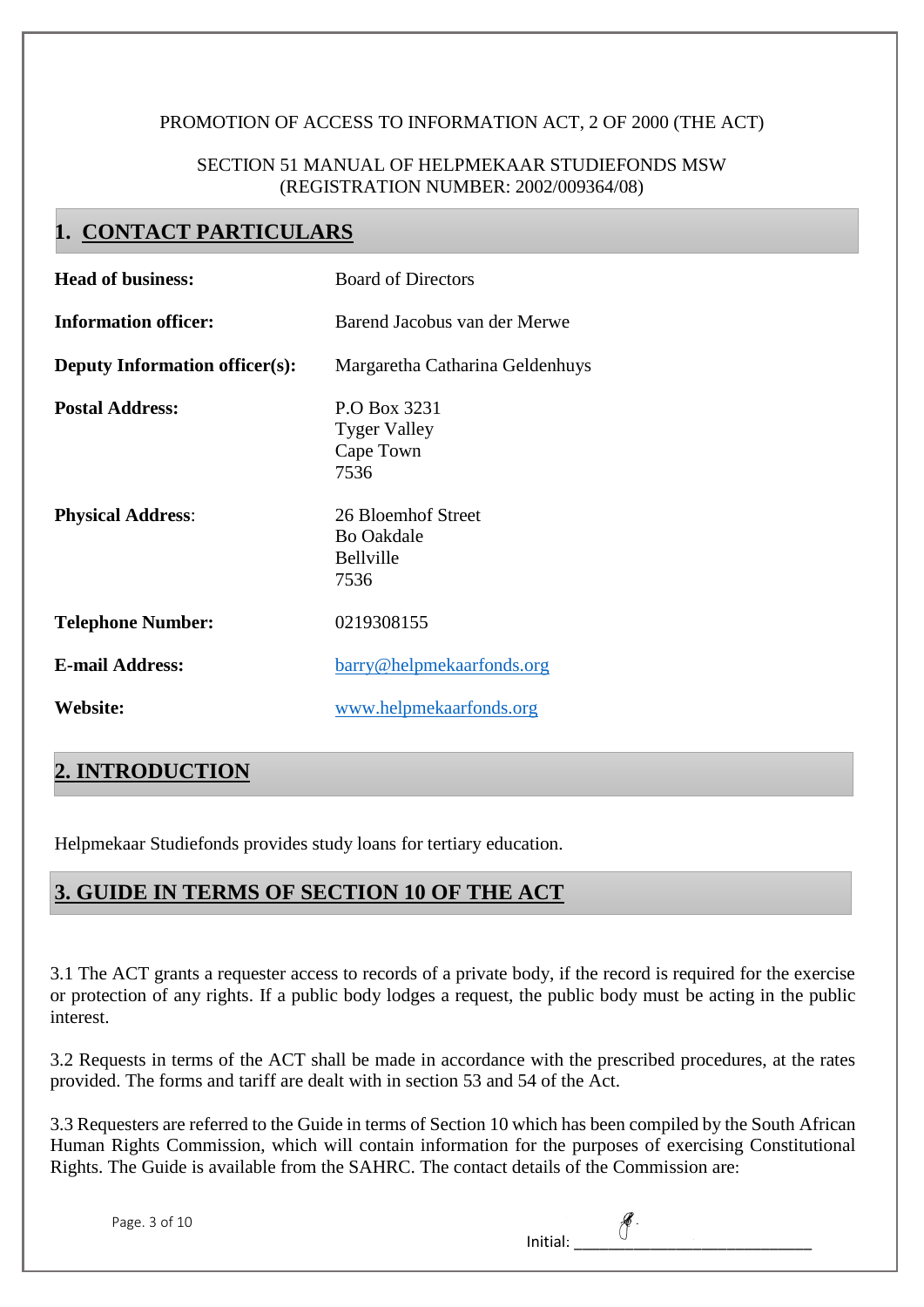PROMOTION OF ACCESS TO INFORMATION ACT, 2 OF 2000 (THE ACT)

SECTION 51 MANUAL OF HELPMEKAAR STUDIEFONDS MSW
(REGISTRATION NUMBER: 2002/009364/08)

## 1. CONTACT PARTICULARS

| | |
|---|---|
| **Head of business:** | Board of Directors |
| **Information officer:** | Barend Jacobus van der Merwe |
| **Deputy Information officer(s):** | Margaretha Catharina Geldenhuys |
| **Postal Address:** | P.O Box 3231<br>Tyger Valley<br>Cape Town<br>7536 |
| **Physical Address:** | 26 Bloemhof Street<br>Bo Oakdale<br>Bellville<br>7536 |
| **Telephone Number:** | 0219308155 |
| **E-mail Address:** | barry@helpmekaarfonds.org |
| **Website:** | www.helpmekaarfonds.org |

## 2. INTRODUCTION

Helpmekaar Studiefonds provides study loans for tertiary education.

## 3. GUIDE IN TERMS OF SECTION 10 OF THE ACT

3.1 The ACT grants a requester access to records of a private body, if the record is required for the exercise or protection of any rights. If a public body lodges a request, the public body must be acting in the public interest.

3.2 Requests in terms of the ACT shall be made in accordance with the prescribed procedures, at the rates provided. The forms and tariff are dealt with in section 53 and 54 of the Act.

3.3 Requesters are referred to the Guide in terms of Section 10 which has been compiled by the South African Human Rights Commission, which will contain information for the purposes of exercising Constitutional Rights. The Guide is available from the SAHRC. The contact details of the Commission are:

Initial: ______________________________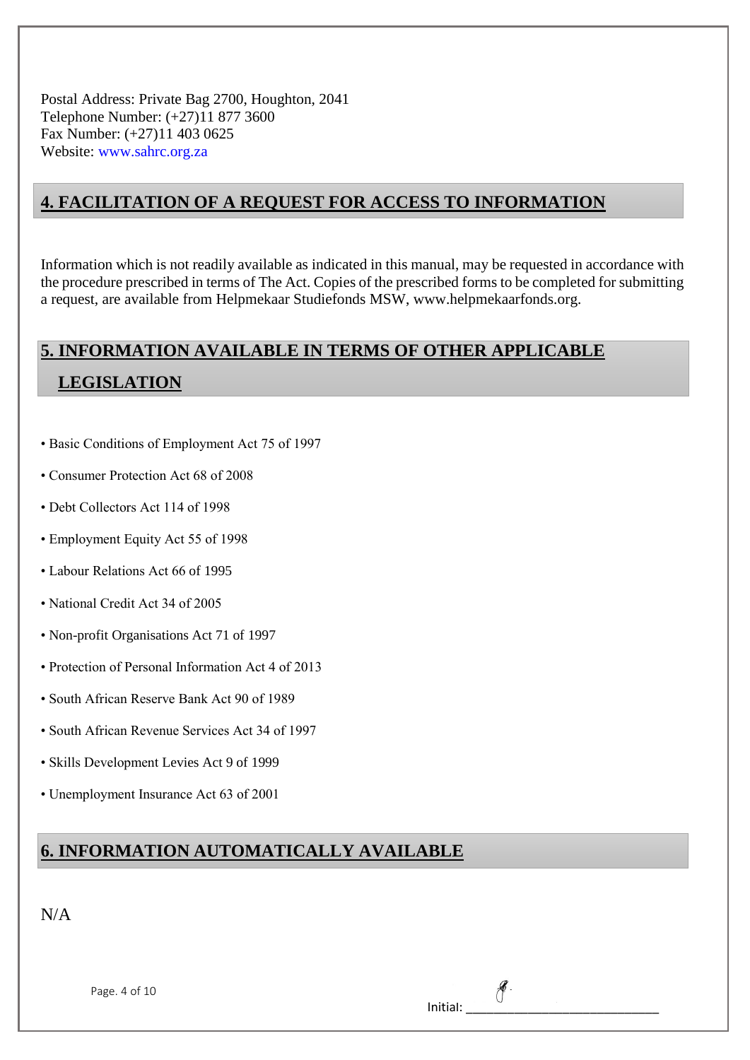Postal Address: Private Bag 2700, Houghton, 2041
Telephone Number: (+27)11 877 3600
Fax Number: (+27)11 403 0625
Website: www.sahrc.org.za

## 4. FACILITATION OF A REQUEST FOR ACCESS TO INFORMATION

Information which is not readily available as indicated in this manual, may be requested in accordance with the procedure prescribed in terms of The Act. Copies of the prescribed forms to be completed for submitting a request, are available from Helpmekaar Studiefonds MSW, www.helpmekaarfonds.org.

## 5. INFORMATION AVAILABLE IN TERMS OF OTHER APPLICABLE LEGISLATION

- Basic Conditions of Employment Act 75 of 1997
- Consumer Protection Act 68 of 2008
- Debt Collectors Act 114 of 1998
- Employment Equity Act 55 of 1998
- Labour Relations Act 66 of 1995
- National Credit Act 34 of 2005
- Non-profit Organisations Act 71 of 1997
- Protection of Personal Information Act 4 of 2013
- South African Reserve Bank Act 90 of 1989
- South African Revenue Services Act 34 of 1997
- Skills Development Levies Act 9 of 1999
- Unemployment Insurance Act 63 of 2001

## 6. INFORMATION AUTOMATICALLY AVAILABLE

N/A

Initial: ____________________________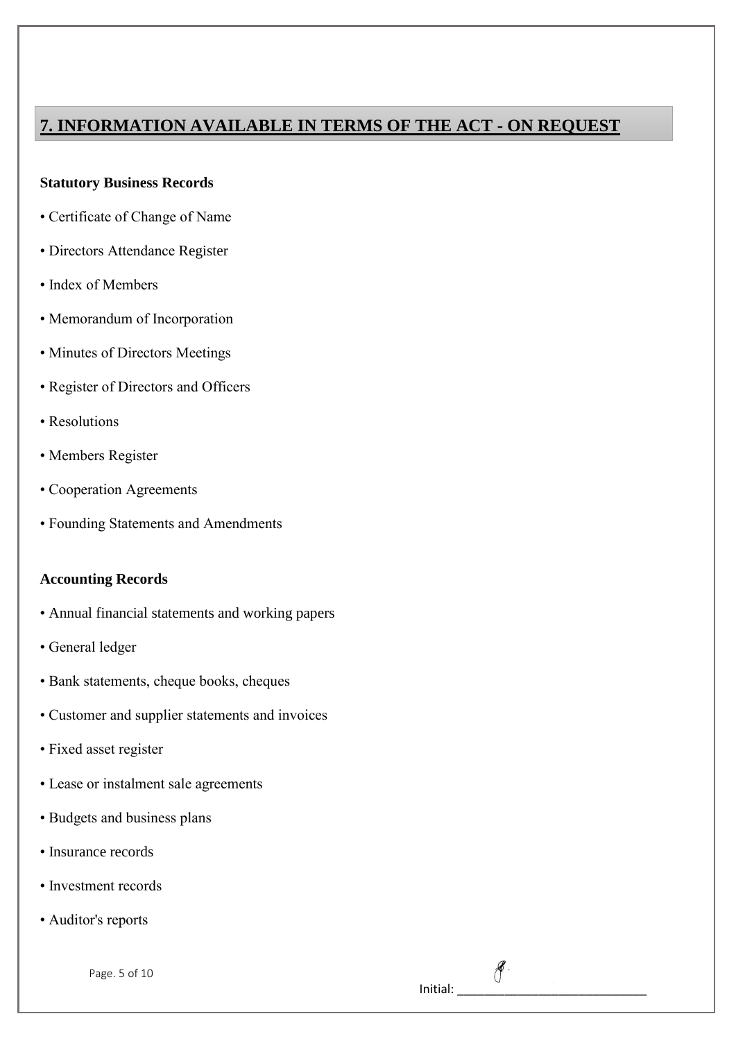## 7. INFORMATION AVAILABLE IN TERMS OF THE ACT - ON REQUEST

**Statutory Business Records**

- Certificate of Change of Name
- Directors Attendance Register
- Index of Members
- Memorandum of Incorporation
- Minutes of Directors Meetings
- Register of Directors and Officers
- Resolutions
- Members Register
- Cooperation Agreements
- Founding Statements and Amendments

**Accounting Records**

- Annual financial statements and working papers
- General ledger
- Bank statements, cheque books, cheques
- Customer and supplier statements and invoices
- Fixed asset register
- Lease or instalment sale agreements
- Budgets and business plans
- Insurance records
- Investment records
- Auditor's reports

Initial: ___________________________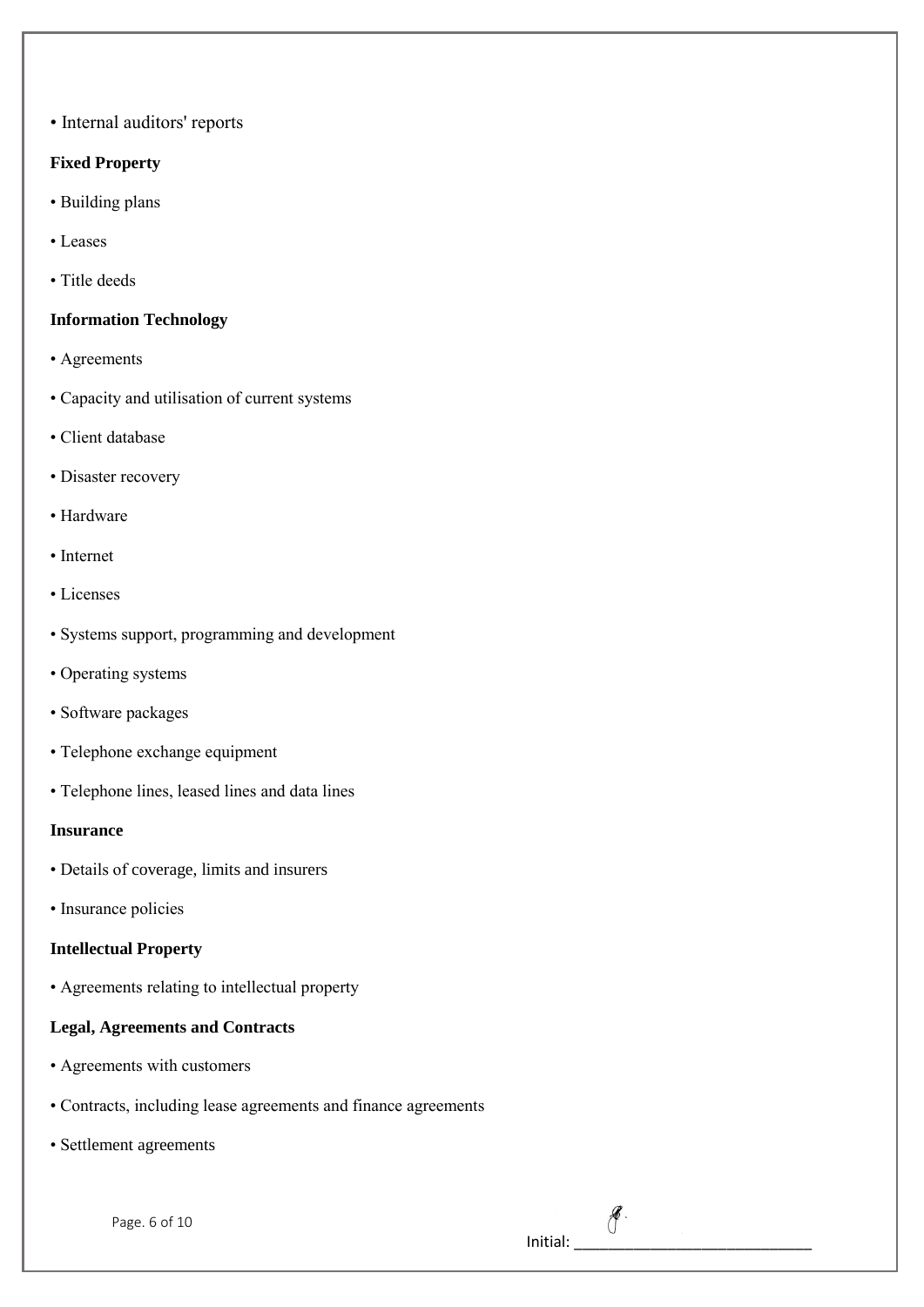- Internal auditors' reports

**Fixed Property**

- Building plans
- Leases
- Title deeds

**Information Technology**

- Agreements
- Capacity and utilisation of current systems
- Client database
- Disaster recovery
- Hardware
- Internet
- Licenses
- Systems support, programming and development
- Operating systems
- Software packages
- Telephone exchange equipment
- Telephone lines, leased lines and data lines

**Insurance**

- Details of coverage, limits and insurers
- Insurance policies

**Intellectual Property**

- Agreements relating to intellectual property

**Legal, Agreements and Contracts**

- Agreements with customers
- Contracts, including lease agreements and finance agreements
- Settlement agreements

Initial: ____________________________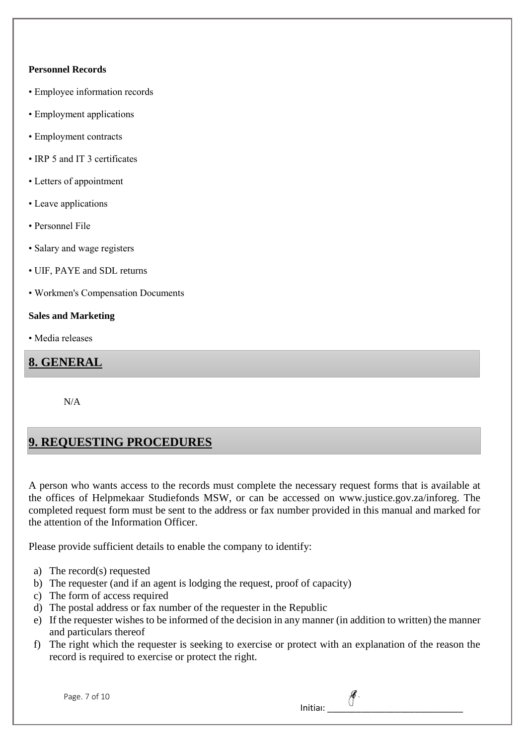**Personnel Records**

- Employee information records
- Employment applications
- Employment contracts
- IRP 5 and IT 3 certificates
- Letters of appointment
- Leave applications
- Personnel File
- Salary and wage registers
- UIF, PAYE and SDL returns
- Workmen's Compensation Documents

**Sales and Marketing**

- Media releases

## 8. GENERAL

N/A

## 9. REQUESTING PROCEDURES

A person who wants access to the records must complete the necessary request forms that is available at the offices of Helpmekaar Studiefonds MSW, or can be accessed on www.justice.gov.za/inforeg. The completed request form must be sent to the address or fax number provided in this manual and marked for the attention of the Information Officer.

Please provide sufficient details to enable the company to identify:

a) The record(s) requested
b) The requester (and if an agent is lodging the request, proof of capacity)
c) The form of access required
d) The postal address or fax number of the requester in the Republic
e) If the requester wishes to be informed of the decision in any manner (in addition to written) the manner and particulars thereof
f) The right which the requester is seeking to exercise or protect with an explanation of the reason the record is required to exercise or protect the right.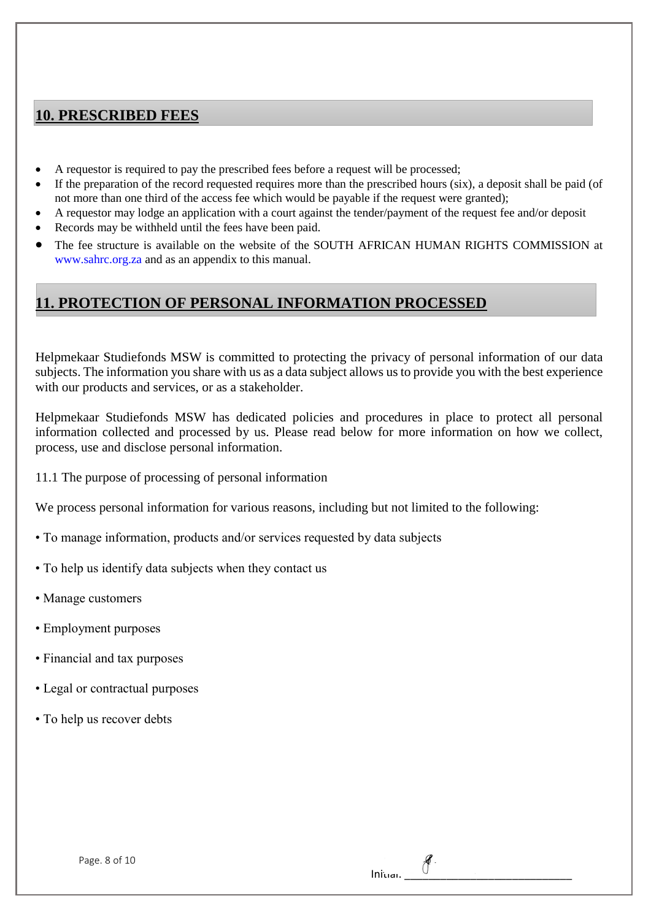## **10. PRESCRIBED FEES**

- A requestor is required to pay the prescribed fees before a request will be processed;
- If the preparation of the record requested requires more than the prescribed hours (six), a deposit shall be paid (of not more than one third of the access fee which would be payable if the request were granted);
- A requestor may lodge an application with a court against the tender/payment of the request fee and/or deposit
- Records may be withheld until the fees have been paid.
- The fee structure is available on the website of the SOUTH AFRICAN HUMAN RIGHTS COMMISSION at www.sahrc.org.za and as an appendix to this manual.

## **11. PROTECTION OF PERSONAL INFORMATION PROCESSED**

Helpmekaar Studiefonds MSW is committed to protecting the privacy of personal information of our data subjects. The information you share with us as a data subject allows us to provide you with the best experience with our products and services, or as a stakeholder.

Helpmekaar Studiefonds MSW has dedicated policies and procedures in place to protect all personal information collected and processed by us. Please read below for more information on how we collect, process, use and disclose personal information.

11.1 The purpose of processing of personal information

We process personal information for various reasons, including but not limited to the following:

• To manage information, products and/or services requested by data subjects

• To help us identify data subjects when they contact us

• Manage customers

• Employment purposes

• Financial and tax purposes

• Legal or contractual purposes

• To help us recover debts

Initial: ____________________________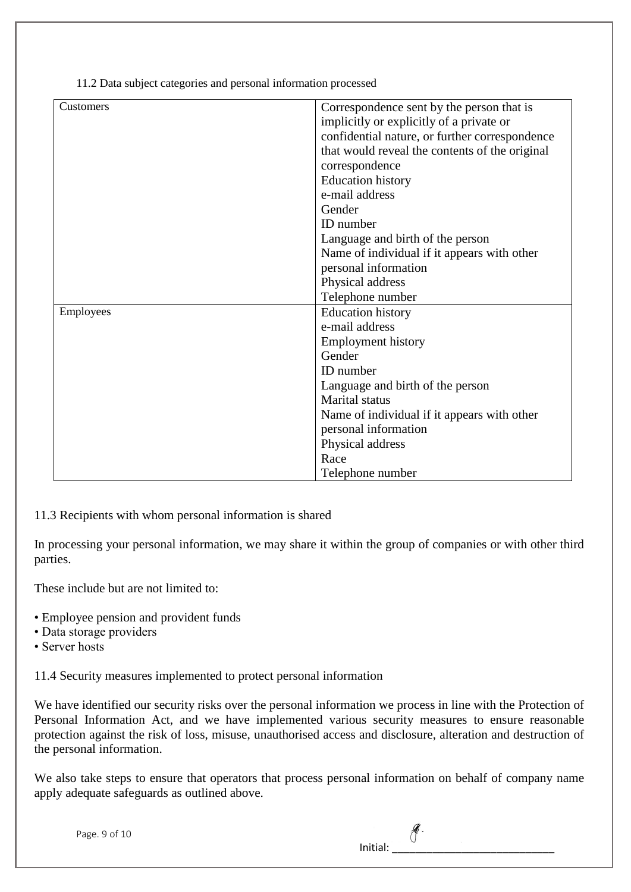11.2 Data subject categories and personal information processed

| | |
|---|---|
| Customers | Correspondence sent by the person that is implicitly or explicitly of a private or confidential nature, or further correspondence that would reveal the contents of the original correspondence<br>Education history<br>e-mail address<br>Gender<br>ID number<br>Language and birth of the person<br>Name of individual if it appears with other personal information<br>Physical address<br>Telephone number |
| Employees | Education history<br>e-mail address<br>Employment history<br>Gender<br>ID number<br>Language and birth of the person<br>Marital status<br>Name of individual if it appears with other personal information<br>Physical address<br>Race<br>Telephone number |

11.3 Recipients with whom personal information is shared

In processing your personal information, we may share it within the group of companies or with other third parties.

These include but are not limited to:

- Employee pension and provident funds
- Data storage providers
- Server hosts

11.4 Security measures implemented to protect personal information

We have identified our security risks over the personal information we process in line with the Protection of Personal Information Act, and we have implemented various security measures to ensure reasonable protection against the risk of loss, misuse, unauthorised access and disclosure, alteration and destruction of the personal information.

We also take steps to ensure that operators that process personal information on behalf of company name apply adequate safeguards as outlined above.

Initial: ____________________________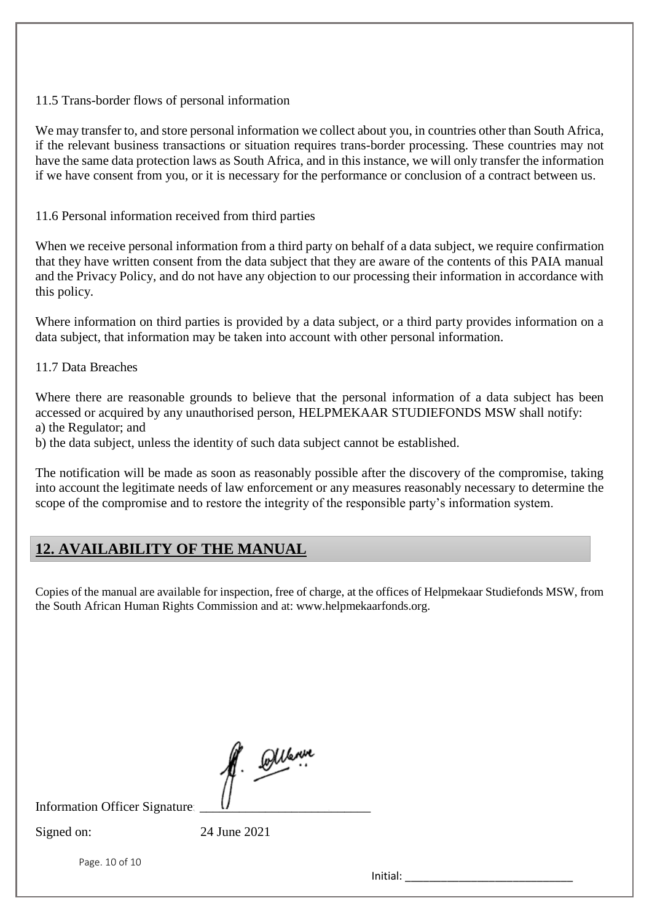11.5 Trans-border flows of personal information

We may transfer to, and store personal information we collect about you, in countries other than South Africa, if the relevant business transactions or situation requires trans-border processing. These countries may not have the same data protection laws as South Africa, and in this instance, we will only transfer the information if we have consent from you, or it is necessary for the performance or conclusion of a contract between us.

11.6 Personal information received from third parties

When we receive personal information from a third party on behalf of a data subject, we require confirmation that they have written consent from the data subject that they are aware of the contents of this PAIA manual and the Privacy Policy, and do not have any objection to our processing their information in accordance with this policy.

Where information on third parties is provided by a data subject, or a third party provides information on a data subject, that information may be taken into account with other personal information.

11.7 Data Breaches

Where there are reasonable grounds to believe that the personal information of a data subject has been accessed or acquired by any unauthorised person, HELPMEKAAR STUDIEFONDS MSW shall notify:
a) the Regulator; and
b) the data subject, unless the identity of such data subject cannot be established.

The notification will be made as soon as reasonably possible after the discovery of the compromise, taking into account the legitimate needs of law enforcement or any measures reasonably necessary to determine the scope of the compromise and to restore the integrity of the responsible party's information system.

## 12. AVAILABILITY OF THE MANUAL

Copies of the manual are available for inspection, free of charge, at the offices of Helpmekaar Studiefonds MSW, from the South African Human Rights Commission and at: www.helpmekaarfonds.org.

Information Officer Signature: ___________________________

Signed on: 24 June 2021

Initial: ___________________________